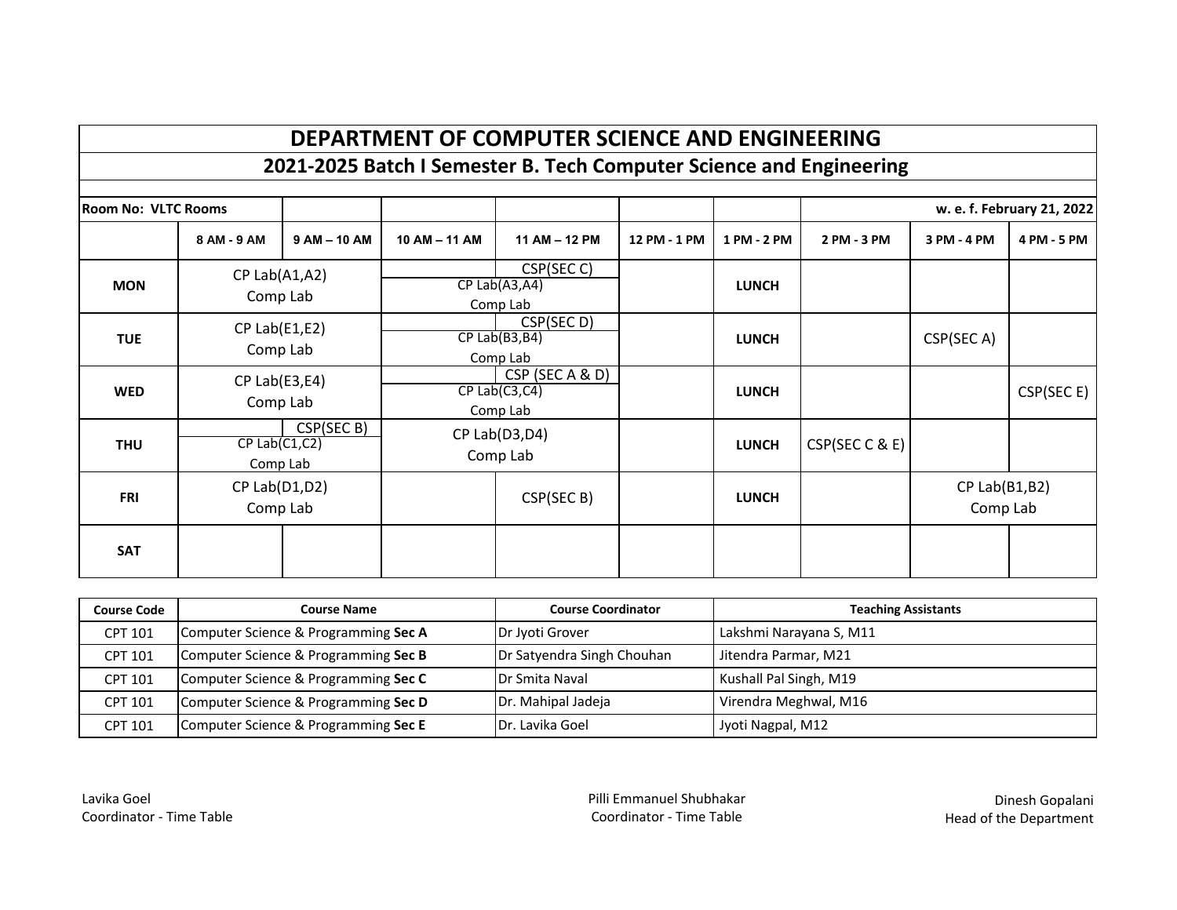# DEPARTMENT OF COMPUTER SCIENCE AND ENGINEERING

## 2021-2025 Batch I Semester B. Tech Computer Science and Engineering

**Room No: VLTC Rooms** | **w. e. f. February 21, 2022**

| | 8 AM - 9 AM | 9 AM – 10 AM | 10 AM – 11 AM | 11 AM – 12 PM | 12 PM - 1 PM | 1 PM - 2 PM | 2 PM - 3 PM | 3 PM - 4 PM | 4 PM - 5 PM |
|---|---|---|---|---|---|---|---|---|---|
| **MON** | CP Lab(A1,A2) Comp Lab | | CP Lab(A3,A4) Comp Lab | CSP(SEC C) | | **LUNCH** | | | |
| **TUE** | CP Lab(E1,E2) Comp Lab | | CP Lab(B3,B4) Comp Lab | CSP(SEC D) | | **LUNCH** | | CSP(SEC A) | |
| **WED** | CP Lab(E3,E4) Comp Lab | | CP Lab(C3,C4) Comp Lab | CSP (SEC A & D) | | **LUNCH** | | | CSP(SEC E) |
| **THU** | CP Lab(C1,C2) Comp Lab | CSP(SEC B) | CP Lab(D3,D4) Comp Lab | | | **LUNCH** | CSP(SEC C & E) | | |
| **FRI** | CP Lab(D1,D2) Comp Lab | | | CSP(SEC B) | | **LUNCH** | | CP Lab(B1,B2) Comp Lab | |
| **SAT** | | | | | | | | | |

| Course Code | Course Name | Course Coordinator | Teaching Assistants |
|---|---|---|---|
| CPT 101 | Computer Science & Programming **Sec A** | Dr Jyoti Grover | Lakshmi Narayana S, M11 |
| CPT 101 | Computer Science & Programming **Sec B** | Dr Satyendra Singh Chouhan | Jitendra Parmar, M21 |
| CPT 101 | Computer Science & Programming **Sec C** | Dr Smita Naval | Kushall Pal Singh, M19 |
| CPT 101 | Computer Science & Programming **Sec D** | Dr. Mahipal Jadeja | Virendra Meghwal, M16 |
| CPT 101 | Computer Science & Programming **Sec E** | Dr. Lavika Goel | Jyoti Nagpal, M12 |

Lavika Goel
Coordinator - Time Table

Pilli Emmanuel Shubhakar
Coordinator - Time Table

Dinesh Gopalani
Head of the Department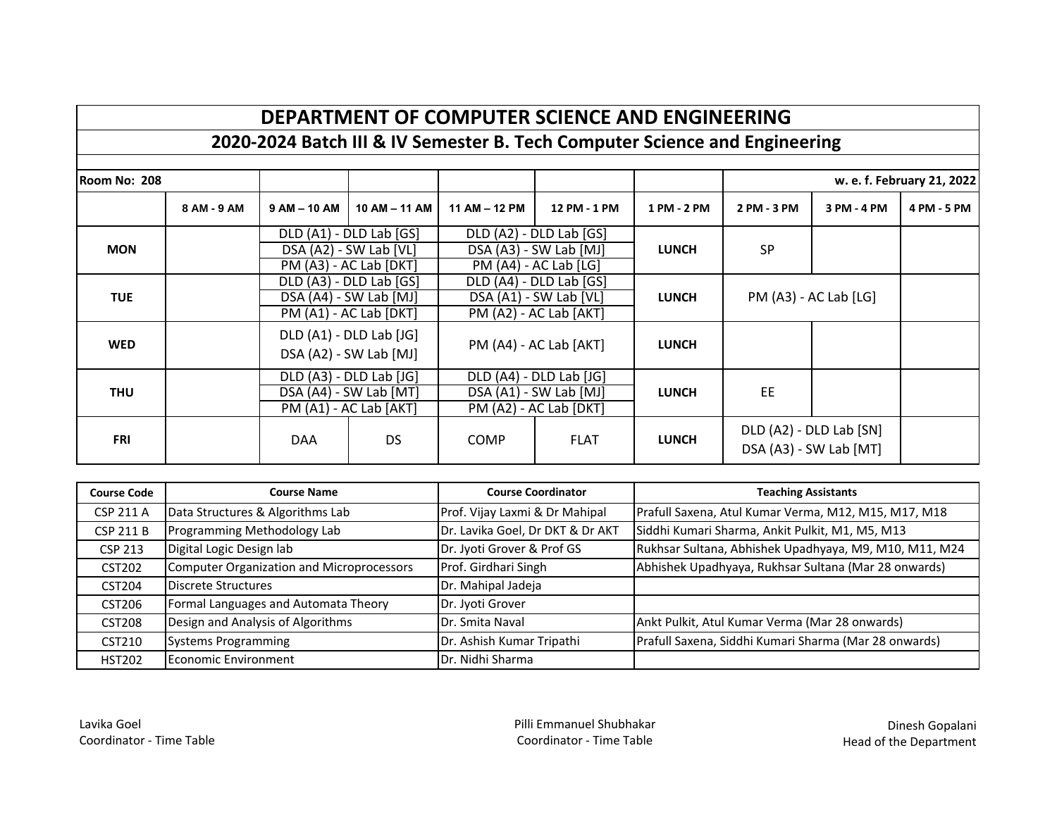# DEPARTMENT OF COMPUTER SCIENCE AND ENGINEERING

## 2020-2024 Batch III & IV Semester B. Tech Computer Science and Engineering

Room No: 208

w. e. f. February 21, 2022

| | 8 AM - 9 AM | 9 AM – 10 AM | 10 AM – 11 AM | 11 AM – 12 PM | 12 PM - 1 PM | 1 PM - 2 PM | 2 PM - 3 PM | 3 PM - 4 PM | 4 PM - 5 PM |
|---|---|---|---|---|---|---|---|---|---|
| **MON** | | DLD (A1) - DLD Lab [GS]<br>DSA (A2) - SW Lab [VL]<br>PM (A3) - AC Lab [DKT] | | DLD (A2) - DLD Lab [GS]<br>DSA (A3) - SW Lab [MJ]<br>PM (A4) - AC Lab [LG] | | **LUNCH** | SP | | |
| **TUE** | | DLD (A3) - DLD Lab [GS]<br>DSA (A4) - SW Lab [MJ]<br>PM (A1) - AC Lab [DKT] | | DLD (A4) - DLD Lab [GS]<br>DSA (A1) - SW Lab [VL]<br>PM (A2) - AC Lab [AKT] | | **LUNCH** | PM (A3) - AC Lab [LG] | | |
| **WED** | | DLD (A1) - DLD Lab [JG]<br>DSA (A2) - SW Lab [MJ] | | PM (A4) - AC Lab [AKT] | | **LUNCH** | | | |
| **THU** | | DLD (A3) - DLD Lab [JG]<br>DSA (A4) - SW Lab [MT]<br>PM (A1) - AC Lab [AKT] | | DLD (A4) - DLD Lab [JG]<br>DSA (A1) - SW Lab [MJ]<br>PM (A2) - AC Lab [DKT] | | **LUNCH** | EE | | |
| **FRI** | | DAA | DS | COMP | FLAT | **LUNCH** | DLD (A2) - DLD Lab [SN]<br>DSA (A3) - SW Lab [MT] | | |

| Course Code | Course Name | Course Coordinator | Teaching Assistants |
|---|---|---|---|
| CSP 211 A | Data Structures & Algorithms Lab | Prof. Vijay Laxmi & Dr Mahipal | Prafull Saxena, Atul Kumar Verma, M12, M15, M17, M18 |
| CSP 211 B | Programming Methodology Lab | Dr. Lavika Goel, Dr DKT & Dr AKT | Siddhi Kumari Sharma, Ankit Pulkit, M1, M5, M13 |
| CSP 213 | Digital Logic Design lab | Dr. Jyoti Grover & Prof GS | Rukhsar Sultana, Abhishek Upadhyaya, M9, M10, M11, M24 |
| CST202 | Computer Organization and Microprocessors | Prof. Girdhari Singh | Abhishek Upadhyaya, Rukhsar Sultana (Mar 28 onwards) |
| CST204 | Discrete Structures | Dr. Mahipal Jadeja | |
| CST206 | Formal Languages and Automata Theory | Dr. Jyoti Grover | |
| CST208 | Design and Analysis of Algorithms | Dr. Smita Naval | Ankt Pulkit, Atul Kumar Verma (Mar 28 onwards) |
| CST210 | Systems Programming | Dr. Ashish Kumar Tripathi | Prafull Saxena, Siddhi Kumari Sharma (Mar 28 onwards) |
| HST202 | Economic Environment | Dr. Nidhi Sharma | |

Lavika Goel
Coordinator - Time Table

Pilli Emmanuel Shubhakar
Coordinator - Time Table

Dinesh Gopalani
Head of the Department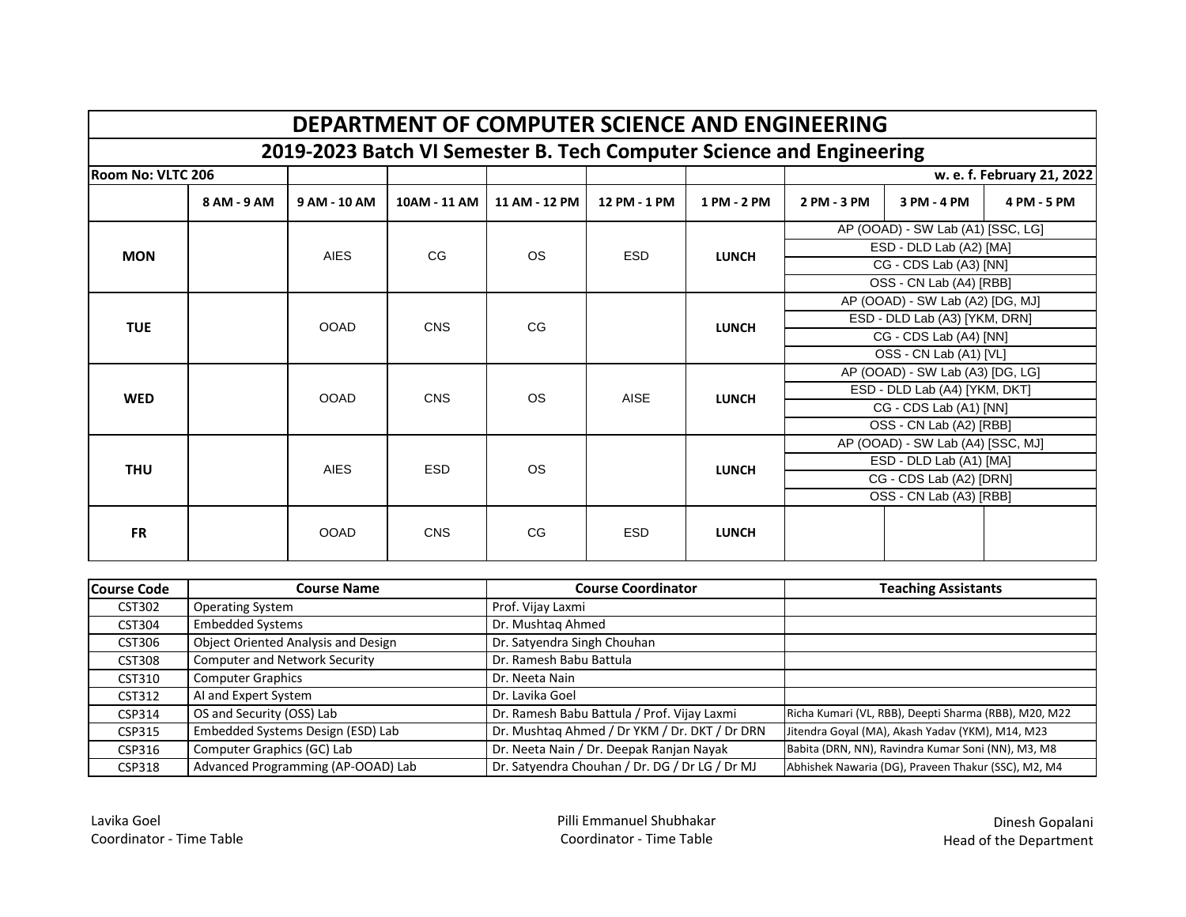# DEPARTMENT OF COMPUTER SCIENCE AND ENGINEERING

## 2019-2023 Batch VI Semester B. Tech Computer Science and Engineering

**Room No: VLTC 206** | **w. e. f. February 21, 2022**

| | 8 AM - 9 AM | 9 AM - 10 AM | 10AM - 11 AM | 11 AM - 12 PM | 12 PM - 1 PM | 1 PM - 2 PM | 2 PM - 3 PM | 3 PM - 4 PM | 4 PM - 5 PM |
|---|---|---|---|---|---|---|---|---|---|
| **MON** | | AIES | CG | OS | ESD | **LUNCH** | AP (OOAD) - SW Lab (A1) [SSC, LG]<br>ESD - DLD Lab (A2) [MA]<br>CG - CDS Lab (A3) [NN]<br>OSS - CN Lab (A4) [RBB] | | |
| **TUE** | | OOAD | CNS | CG | | **LUNCH** | AP (OOAD) - SW Lab (A2) [DG, MJ]<br>ESD - DLD Lab (A3) [YKM, DRN]<br>CG - CDS Lab (A4) [NN]<br>OSS - CN Lab (A1) [VL] | | |
| **WED** | | OOAD | CNS | OS | AISE | **LUNCH** | AP (OOAD) - SW Lab (A3) [DG, LG]<br>ESD - DLD Lab (A4) [YKM, DKT]<br>CG - CDS Lab (A1) [NN]<br>OSS - CN Lab (A2) [RBB] | | |
| **THU** | | AIES | ESD | OS | | **LUNCH** | AP (OOAD) - SW Lab (A4) [SSC, MJ]<br>ESD - DLD Lab (A1) [MA]<br>CG - CDS Lab (A2) [DRN]<br>OSS - CN Lab (A3) [RBB] | | |
| **FR** | | OOAD | CNS | CG | ESD | **LUNCH** | | | |

| Course Code | Course Name | Course Coordinator | Teaching Assistants |
|---|---|---|---|
| CST302 | Operating System | Prof. Vijay Laxmi | |
| CST304 | Embedded Systems | Dr. Mushtaq Ahmed | |
| CST306 | Object Oriented Analysis and Design | Dr. Satyendra Singh Chouhan | |
| CST308 | Computer and Network Security | Dr. Ramesh Babu Battula | |
| CST310 | Computer Graphics | Dr. Neeta Nain | |
| CST312 | AI and Expert System | Dr. Lavika Goel | |
| CSP314 | OS and Security (OSS) Lab | Dr. Ramesh Babu Battula / Prof. Vijay Laxmi | Richa Kumari (VL, RBB), Deepti Sharma (RBB), M20, M22 |
| CSP315 | Embedded Systems Design (ESD) Lab | Dr. Mushtaq Ahmed / Dr YKM / Dr. DKT / Dr DRN | Jitendra Goyal (MA), Akash Yadav (YKM), M14, M23 |
| CSP316 | Computer Graphics (GC) Lab | Dr. Neeta Nain / Dr. Deepak Ranjan Nayak | Babita (DRN, NN), Ravindra Kumar Soni (NN), M3, M8 |
| CSP318 | Advanced Programming (AP-OOAD) Lab | Dr. Satyendra Chouhan / Dr. DG / Dr LG / Dr MJ | Abhishek Nawaria (DG), Praveen Thakur (SSC), M2, M4 |

Lavika Goel
Coordinator - Time Table

Pilli Emmanuel Shubhakar
Coordinator - Time Table

Dinesh Gopalani
Head of the Department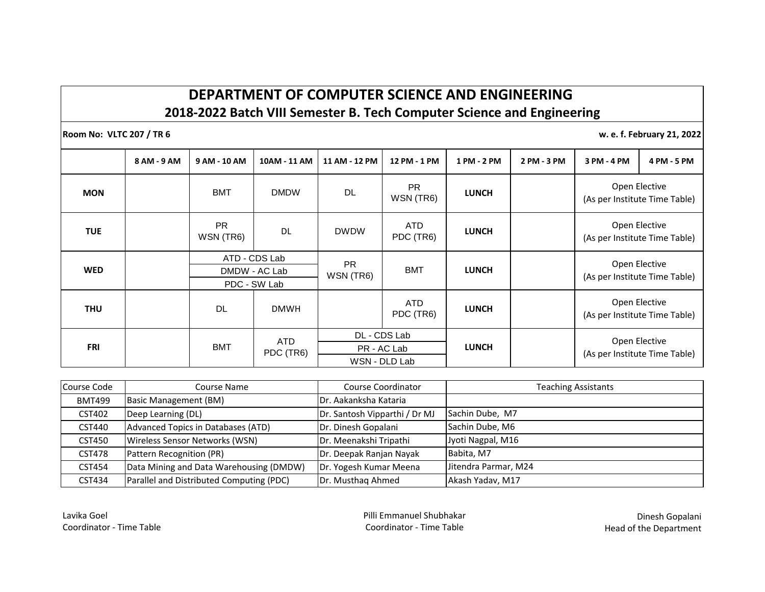# DEPARTMENT OF COMPUTER SCIENCE AND ENGINEERING

## 2018-2022 Batch VIII Semester B. Tech Computer Science and Engineering

**Room No: VLTC 207 / TR 6** | **w. e. f. February 21, 2022**

| | 8 AM - 9 AM | 9 AM - 10 AM | 10AM - 11 AM | 11 AM - 12 PM | 12 PM - 1 PM | 1 PM - 2 PM | 2 PM - 3 PM | 3 PM - 4 PM | 4 PM - 5 PM |
|---|---|---|---|---|---|---|---|---|---|
| **MON** | | BMT | DMDW | DL | PR WSN (TR6) | **LUNCH** | | Open Elective (As per Institute Time Table) | |
| **TUE** | | PR WSN (TR6) | DL | DWDW | ATD PDC (TR6) | **LUNCH** | | Open Elective (As per Institute Time Table) | |
| **WED** | | ATD - CDS Lab<br>DMDW - AC Lab<br>PDC - SW Lab | | PR WSN (TR6) | BMT | **LUNCH** | | Open Elective (As per Institute Time Table) | |
| **THU** | | DL | DMWH | | ATD PDC (TR6) | **LUNCH** | | Open Elective (As per Institute Time Table) | |
| **FRI** | | BMT | ATD PDC (TR6) | DL - CDS Lab<br>PR - AC Lab<br>WSN - DLD Lab | | **LUNCH** | | Open Elective (As per Institute Time Table) | |

| Course Code | Course Name | Course Coordinator | Teaching Assistants |
|---|---|---|---|
| BMT499 | Basic Management (BM) | Dr. Aakanksha Kataria | |
| CST402 | Deep Learning (DL) | Dr. Santosh Vipparthi / Dr MJ | Sachin Dube, M7 |
| CST440 | Advanced Topics in Databases (ATD) | Dr. Dinesh Gopalani | Sachin Dube, M6 |
| CST450 | Wireless Sensor Networks (WSN) | Dr. Meenakshi Tripathi | Jyoti Nagpal, M16 |
| CST478 | Pattern Recognition (PR) | Dr. Deepak Ranjan Nayak | Babita, M7 |
| CST454 | Data Mining and Data Warehousing (DMDW) | Dr. Yogesh Kumar Meena | Jitendra Parmar, M24 |
| CST434 | Parallel and Distributed Computing (PDC) | Dr. Musthaq Ahmed | Akash Yadav, M17 |

Lavika Goel
Coordinator - Time Table

Pilli Emmanuel Shubhakar
Coordinator - Time Table

Dinesh Gopalani
Head of the Department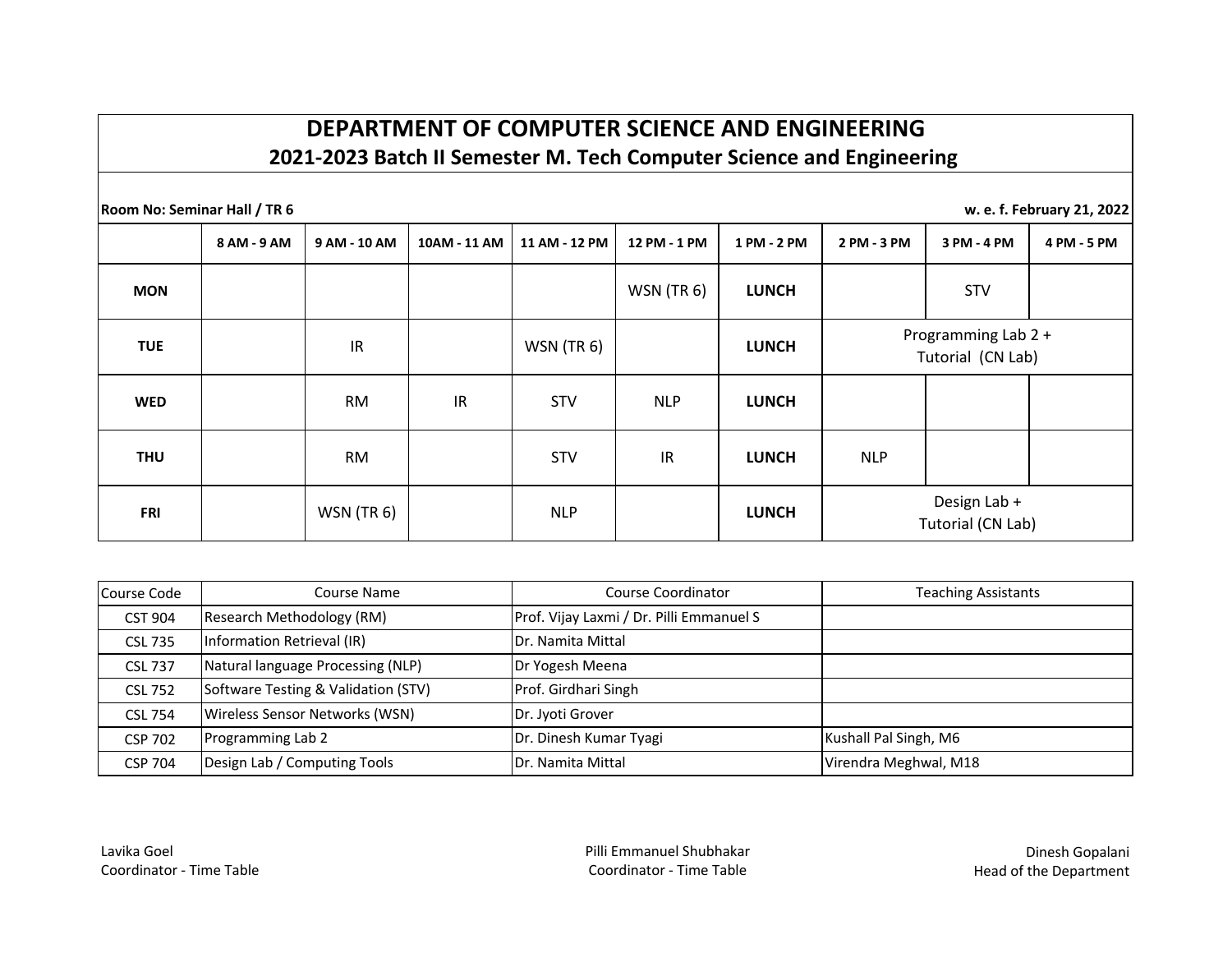# DEPARTMENT OF COMPUTER SCIENCE AND ENGINEERING

## 2021-2023 Batch II Semester M. Tech Computer Science and Engineering

**Room No: Seminar Hall / TR 6** — **w. e. f. February 21, 2022**

| | 8 AM - 9 AM | 9 AM - 10 AM | 10AM - 11 AM | 11 AM - 12 PM | 12 PM - 1 PM | 1 PM - 2 PM | 2 PM - 3 PM | 3 PM - 4 PM | 4 PM - 5 PM |
|---|---|---|---|---|---|---|---|---|---|
| **MON** | | | | | WSN (TR 6) | **LUNCH** | | STV | |
| **TUE** | | IR | | WSN (TR 6) | | **LUNCH** | Programming Lab 2 + Tutorial (CN Lab) | | |
| **WED** | | RM | IR | STV | NLP | **LUNCH** | | | |
| **THU** | | RM | | STV | IR | **LUNCH** | NLP | | |
| **FRI** | | WSN (TR 6) | | NLP | | **LUNCH** | Design Lab + Tutorial (CN Lab) | | |

| Course Code | Course Name | Course Coordinator | Teaching Assistants |
|---|---|---|---|
| CST 904 | Research Methodology (RM) | Prof. Vijay Laxmi / Dr. Pilli Emmanuel S | |
| CSL 735 | Information Retrieval (IR) | Dr. Namita Mittal | |
| CSL 737 | Natural language Processing (NLP) | Dr Yogesh Meena | |
| CSL 752 | Software Testing & Validation (STV) | Prof. Girdhari Singh | |
| CSL 754 | Wireless Sensor Networks (WSN) | Dr. Jyoti Grover | |
| CSP 702 | Programming Lab 2 | Dr. Dinesh Kumar Tyagi | Kushall Pal Singh, M6 |
| CSP 704 | Design Lab / Computing Tools | Dr. Namita Mittal | Virendra Meghwal, M18 |

Lavika Goel
Coordinator - Time Table

Pilli Emmanuel Shubhakar
Coordinator - Time Table

Dinesh Gopalani
Head of the Department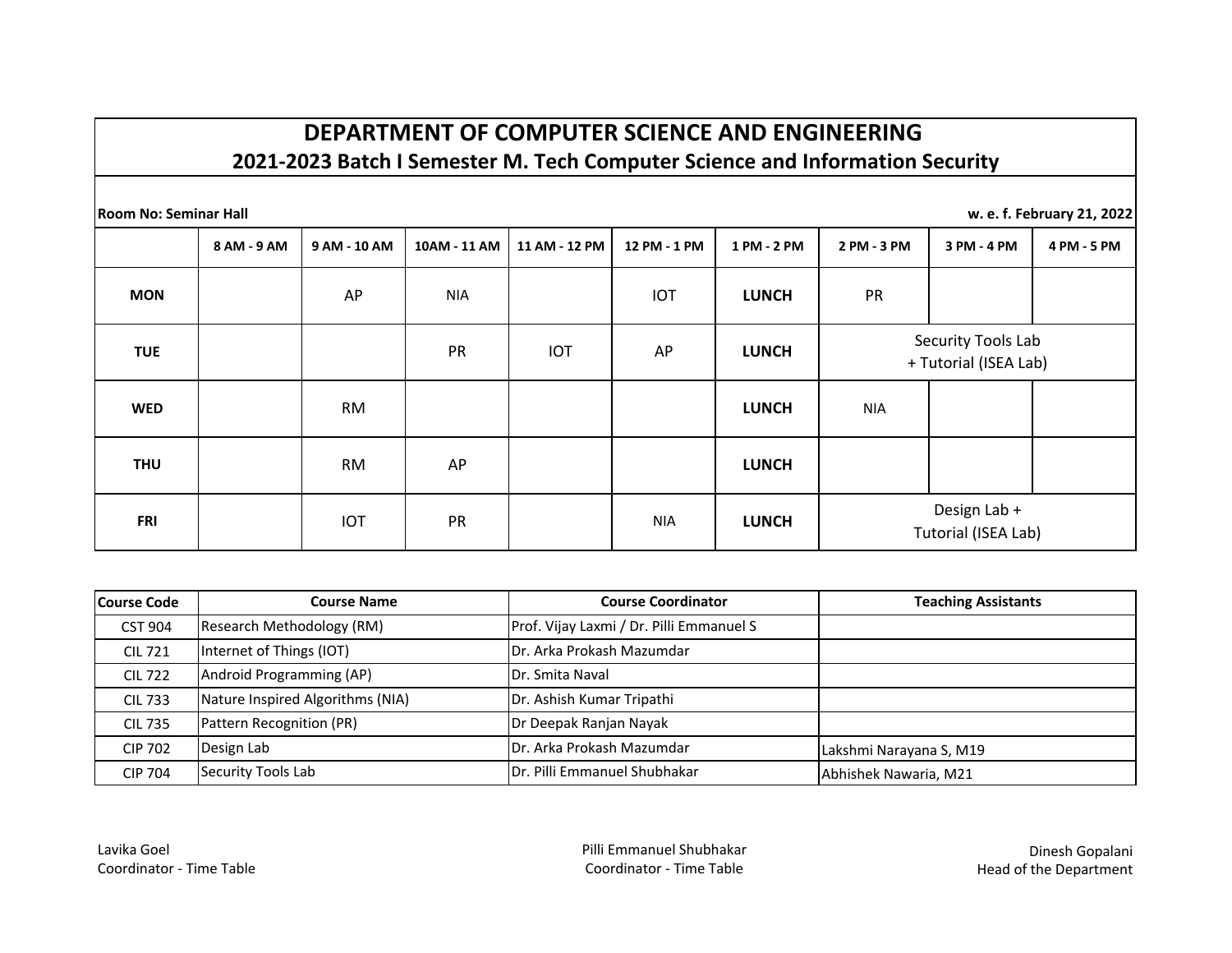# DEPARTMENT OF COMPUTER SCIENCE AND ENGINEERING

## 2021-2023 Batch I Semester M. Tech Computer Science and Information Security

**Room No: Seminar Hall** | **w. e. f. February 21, 2022**

| | 8 AM - 9 AM | 9 AM - 10 AM | 10AM - 11 AM | 11 AM - 12 PM | 12 PM - 1 PM | 1 PM - 2 PM | 2 PM - 3 PM | 3 PM - 4 PM | 4 PM - 5 PM |
|---|---|---|---|---|---|---|---|---|---|
| **MON** | | AP | NIA | | IOT | **LUNCH** | PR | | |
| **TUE** | | | PR | IOT | AP | **LUNCH** | Security Tools Lab + Tutorial (ISEA Lab) | | |
| **WED** | | RM | | | | **LUNCH** | NIA | | |
| **THU** | | RM | AP | | | **LUNCH** | | | |
| **FRI** | | IOT | PR | | NIA | **LUNCH** | Design Lab + Tutorial (ISEA Lab) | | |

| Course Code | Course Name | Course Coordinator | Teaching Assistants |
|---|---|---|---|
| CST 904 | Research Methodology (RM) | Prof. Vijay Laxmi / Dr. Pilli Emmanuel S | |
| CIL 721 | Internet of Things (IOT) | Dr. Arka Prokash Mazumdar | |
| CIL 722 | Android Programming (AP) | Dr. Smita Naval | |
| CIL 733 | Nature Inspired Algorithms (NIA) | Dr. Ashish Kumar Tripathi | |
| CIL 735 | Pattern Recognition (PR) | Dr Deepak Ranjan Nayak | |
| CIP 702 | Design Lab | Dr. Arka Prokash Mazumdar | Lakshmi Narayana S, M19 |
| CIP 704 | Security Tools Lab | Dr. Pilli Emmanuel Shubhakar | Abhishek Nawaria, M21 |

Lavika Goel
Coordinator - Time Table

Pilli Emmanuel Shubhakar
Coordinator - Time Table

Dinesh Gopalani
Head of the Department